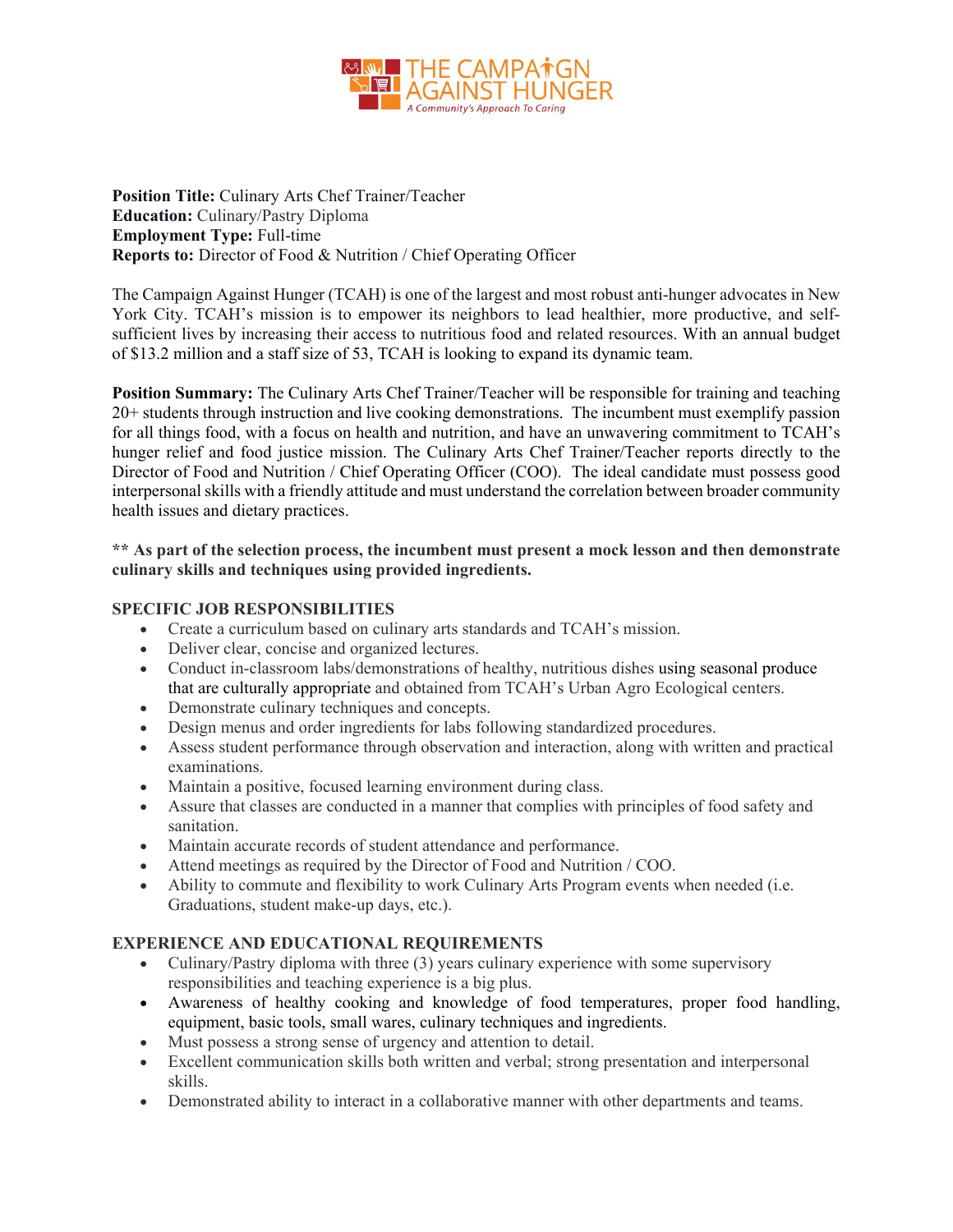THE CAMPAIGN AGAINST HUNGER

*A Community's Approach To Caring*

**Position Title:** Culinary Arts Chef Trainer/Teacher
**Education:** Culinary/Pastry Diploma
**Employment Type:** Full-time
**Reports to:** Director of Food & Nutrition / Chief Operating Officer

The Campaign Against Hunger (TCAH) is one of the largest and most robust anti-hunger advocates in New York City. TCAH's mission is to empower its neighbors to lead healthier, more productive, and self-sufficient lives by increasing their access to nutritious food and related resources. With an annual budget of $13.2 million and a staff size of 53, TCAH is looking to expand its dynamic team.

**Position Summary:** The Culinary Arts Chef Trainer/Teacher will be responsible for training and teaching 20+ students through instruction and live cooking demonstrations. The incumbent must exemplify passion for all things food, with a focus on health and nutrition, and have an unwavering commitment to TCAH's hunger relief and food justice mission. The Culinary Arts Chef Trainer/Teacher reports directly to the Director of Food and Nutrition / Chief Operating Officer (COO). The ideal candidate must possess good interpersonal skills with a friendly attitude and must understand the correlation between broader community health issues and dietary practices.

**\*\* As part of the selection process, the incumbent must present a mock lesson and then demonstrate culinary skills and techniques using provided ingredients.**

**SPECIFIC JOB RESPONSIBILITIES**

- Create a curriculum based on culinary arts standards and TCAH's mission.
- Deliver clear, concise and organized lectures.
- Conduct in-classroom labs/demonstrations of healthy, nutritious dishes using seasonal produce that are culturally appropriate and obtained from TCAH's Urban Agro Ecological centers.
- Demonstrate culinary techniques and concepts.
- Design menus and order ingredients for labs following standardized procedures.
- Assess student performance through observation and interaction, along with written and practical examinations.
- Maintain a positive, focused learning environment during class.
- Assure that classes are conducted in a manner that complies with principles of food safety and sanitation.
- Maintain accurate records of student attendance and performance.
- Attend meetings as required by the Director of Food and Nutrition / COO.
- Ability to commute and flexibility to work Culinary Arts Program events when needed (i.e. Graduations, student make-up days, etc.).

**EXPERIENCE AND EDUCATIONAL REQUIREMENTS**

- Culinary/Pastry diploma with three (3) years culinary experience with some supervisory responsibilities and teaching experience is a big plus.
- Awareness of healthy cooking and knowledge of food temperatures, proper food handling, equipment, basic tools, small wares, culinary techniques and ingredients.
- Must possess a strong sense of urgency and attention to detail.
- Excellent communication skills both written and verbal; strong presentation and interpersonal skills.
- Demonstrated ability to interact in a collaborative manner with other departments and teams.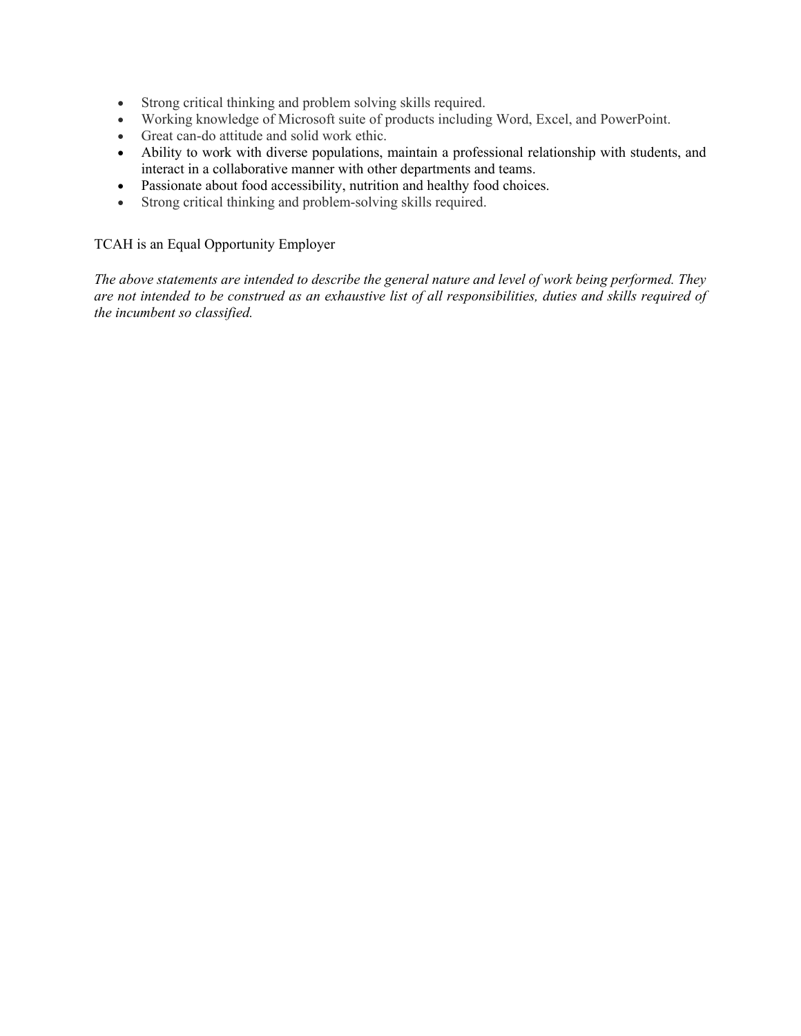- Strong critical thinking and problem solving skills required.
- Working knowledge of Microsoft suite of products including Word, Excel, and PowerPoint.
- Great can-do attitude and solid work ethic.
- Ability to work with diverse populations, maintain a professional relationship with students, and interact in a collaborative manner with other departments and teams.
- Passionate about food accessibility, nutrition and healthy food choices.
- Strong critical thinking and problem-solving skills required.

TCAH is an Equal Opportunity Employer

*The above statements are intended to describe the general nature and level of work being performed. They are not intended to be construed as an exhaustive list of all responsibilities, duties and skills required of the incumbent so classified.*